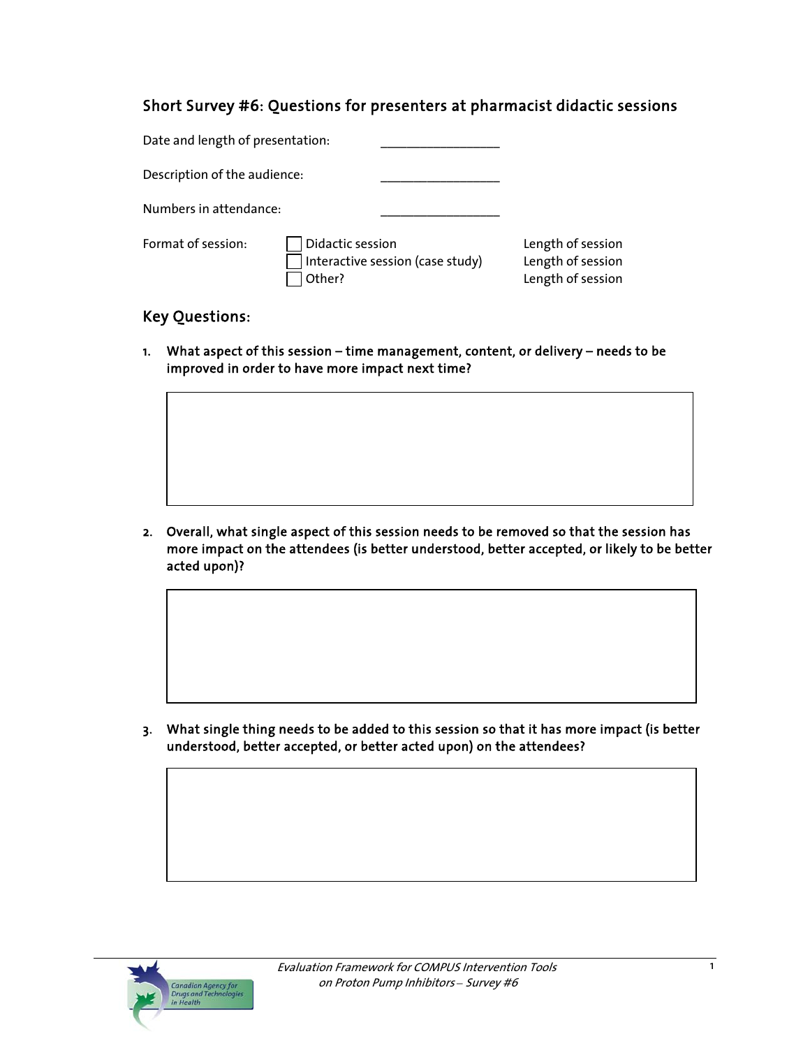## Short Survey #6: Questions for presenters at pharmacist didactic sessions

Date and length of presentation: ________________

Description of the audience: ________________

Numbers in attendance: ________________

Format of session:

| | | |
|---|---|---|
| ☐ Didactic session | | Length of session |
| ☐ Interactive session (case study) | | Length of session |
| ☐ Other? | | Length of session |

## Key Questions:

1. **What aspect of this session – time management, content, or delivery – needs to be improved in order to have more impact next time?**

2. **Overall, what single aspect of this session needs to be removed so that the session has more impact on the attendees (is better understood, better accepted, or likely to be better acted upon)?**

3. **What single thing needs to be added to this session so that it has more impact (is better understood, better accepted, or better acted upon) on the attendees?**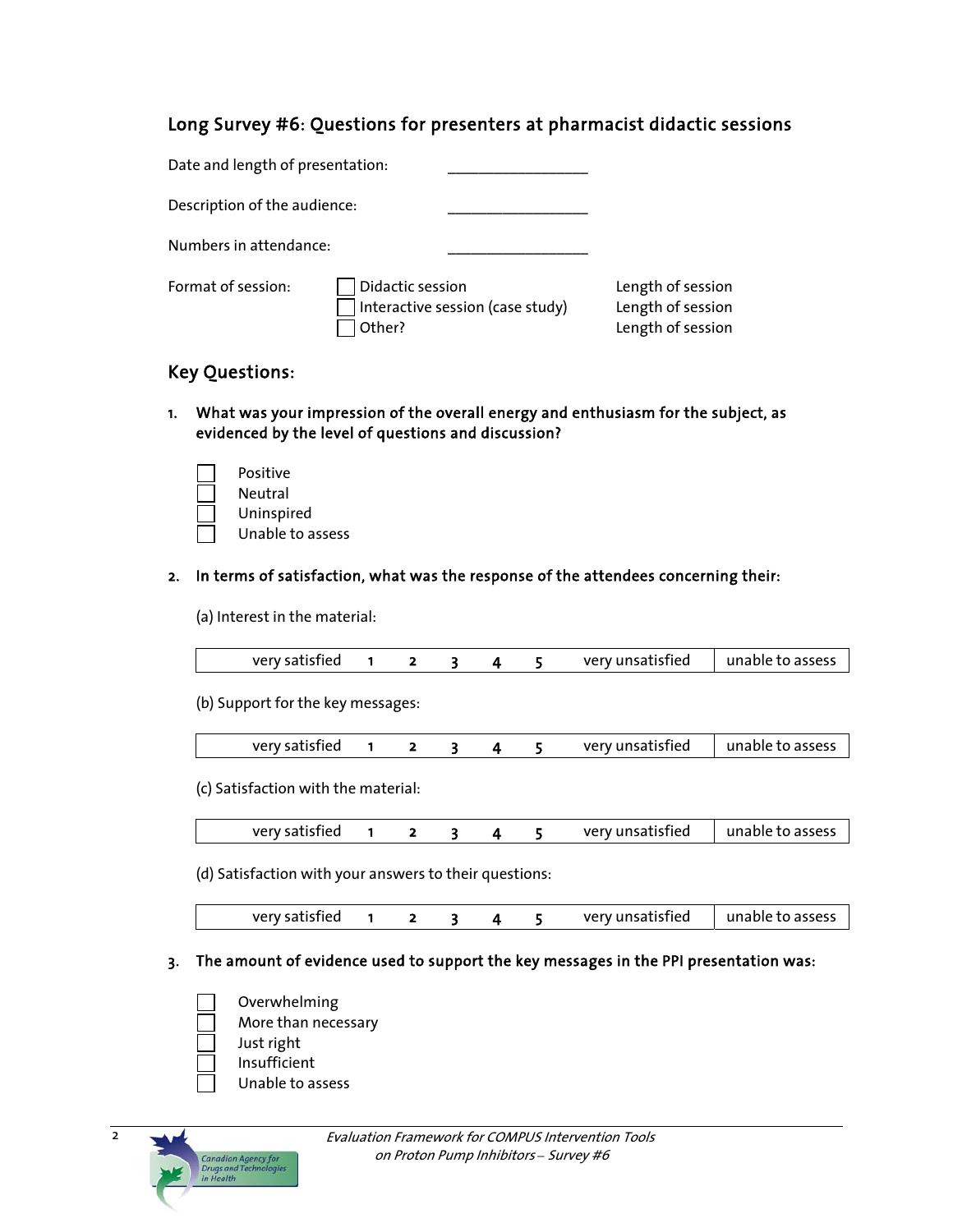## Long Survey #6: Questions for presenters at pharmacist didactic sessions

Date and length of presentation: \_\_\_\_\_\_\_\_\_\_\_\_\_\_\_\_\_\_

Description of the audience: \_\_\_\_\_\_\_\_\_\_\_\_\_\_\_\_\_\_

Numbers in attendance: \_\_\_\_\_\_\_\_\_\_\_\_\_\_\_\_\_\_

Format of session:

- ☐ Didactic session — Length of session
- ☐ Interactive session (case study) — Length of session
- ☐ Other? — Length of session

### Key Questions:

**1. What was your impression of the overall energy and enthusiasm for the subject, as evidenced by the level of questions and discussion?**

- ☐ Positive
- ☐ Neutral
- ☐ Uninspired
- ☐ Unable to assess

**2. In terms of satisfaction, what was the response of the attendees concerning their:**

(a) Interest in the material:

| very satisfied | 1 | 2 | 3 | 4 | 5 | very unsatisfied | unable to assess |
|---|---|---|---|---|---|---|---|

(b) Support for the key messages:

| very satisfied | 1 | 2 | 3 | 4 | 5 | very unsatisfied | unable to assess |
|---|---|---|---|---|---|---|---|

(c) Satisfaction with the material:

| very satisfied | 1 | 2 | 3 | 4 | 5 | very unsatisfied | unable to assess |
|---|---|---|---|---|---|---|---|

(d) Satisfaction with your answers to their questions:

| very satisfied | 1 | 2 | 3 | 4 | 5 | very unsatisfied | unable to assess |
|---|---|---|---|---|---|---|---|

**3. The amount of evidence used to support the key messages in the PPI presentation was:**

- ☐ Overwhelming
- ☐ More than necessary
- ☐ Just right
- ☐ Insufficient
- ☐ Unable to assess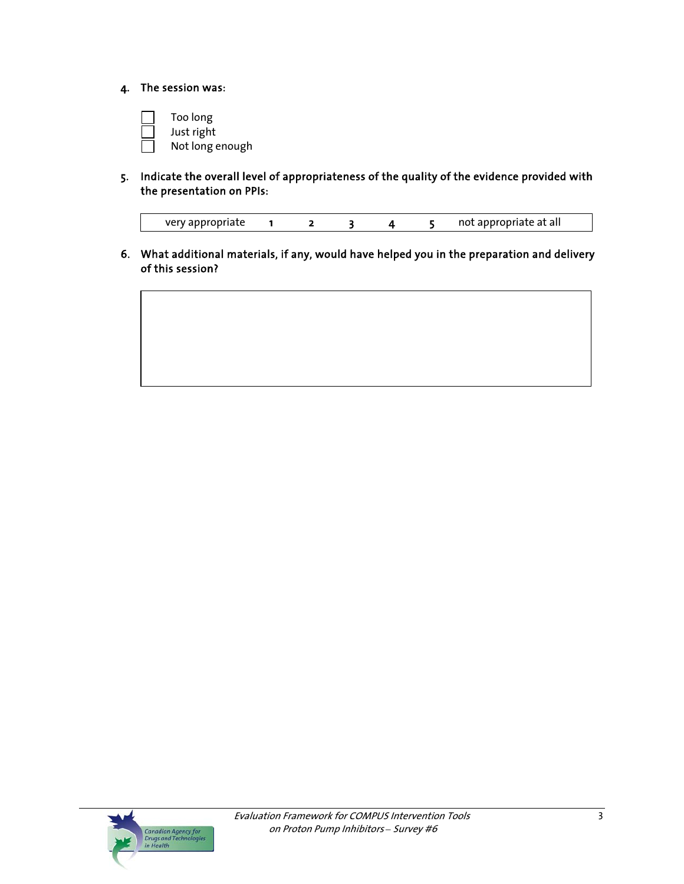4. **The session was:**

   - ☐ Too long
   - ☐ Just right
   - ☐ Not long enough

5. **Indicate the overall level of appropriateness of the quality of the evidence provided with the presentation on PPIs:**

| | | | | | | |
|---|---|---|---|---|---|---|
| very appropriate | **1** | **2** | **3** | **4** | **5** | not appropriate at all |

6. **What additional materials, if any, would have helped you in the preparation and delivery of this session?**

| |
|---|
| |